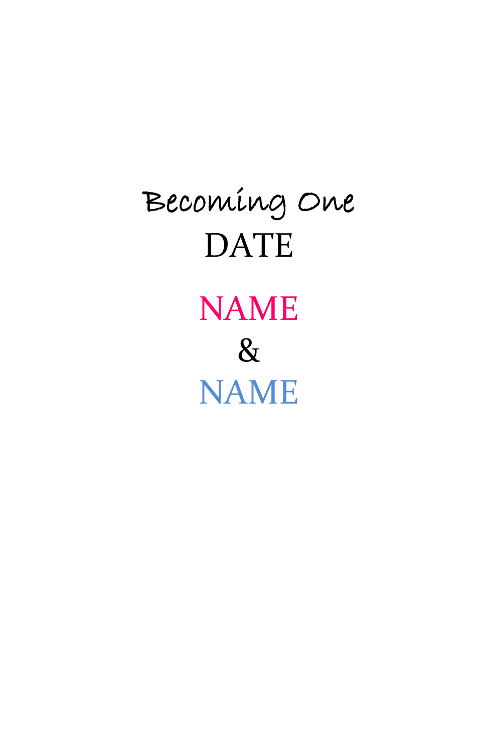# Becoming One

DATE

NAME

&

NAME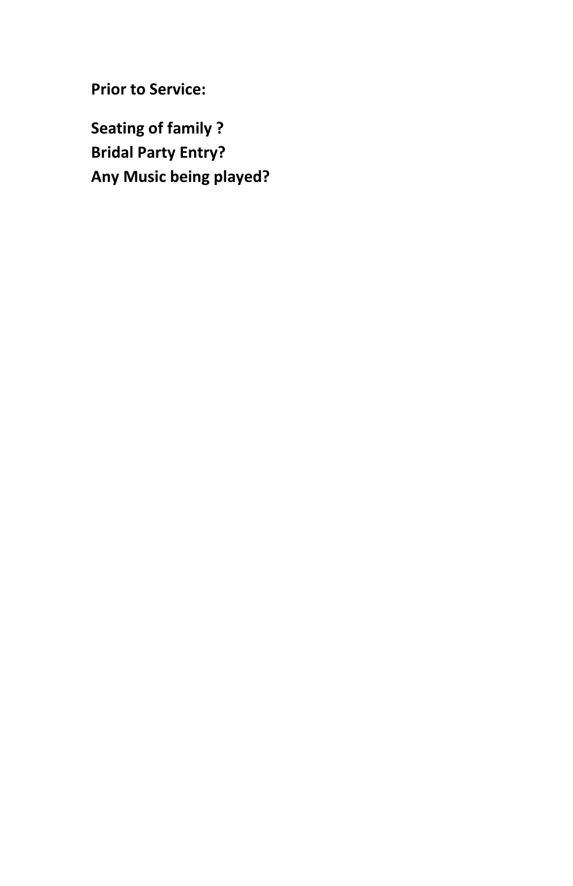**Prior to Service:**

**Seating of family ?**
**Bridal Party Entry?**
**Any Music being played?**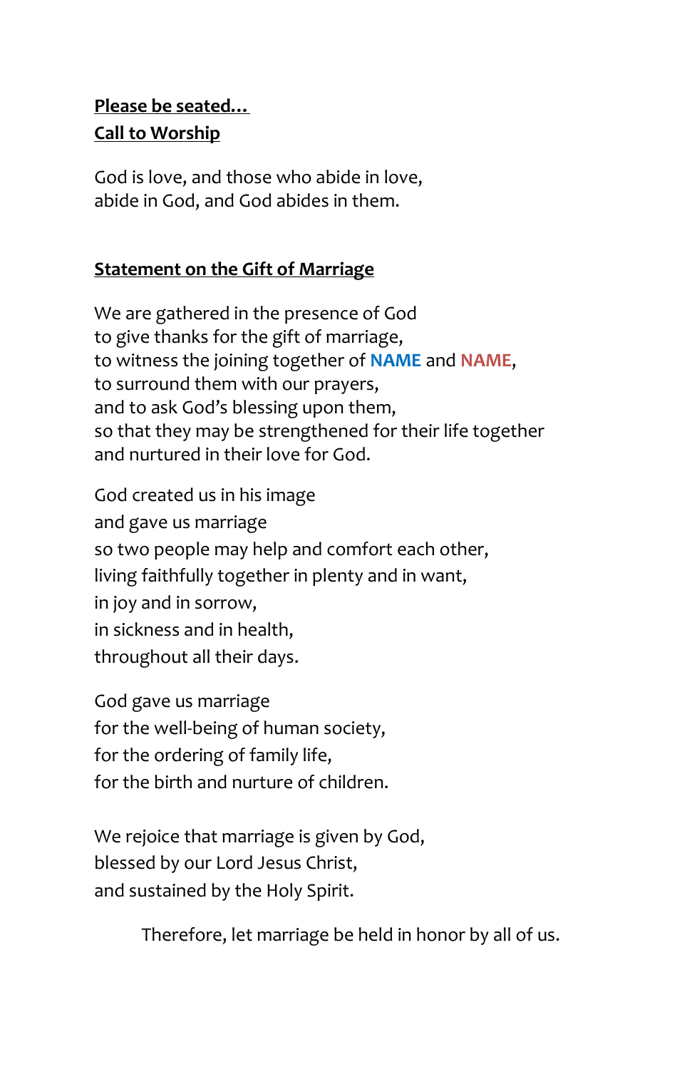**Please be seated...**
**Call to Worship**

God is love, and those who abide in love,
abide in God, and God abides in them.

**Statement on the Gift of Marriage**

We are gathered in the presence of God
to give thanks for the gift of marriage,
to witness the joining together of **NAME** and **NAME**,
to surround them with our prayers,
and to ask God's blessing upon them,
so that they may be strengthened for their life together
and nurtured in their love for God.

God created us in his image
and gave us marriage
so two people may help and comfort each other,
living faithfully together in plenty and in want,
in joy and in sorrow,
in sickness and in health,
throughout all their days.

God gave us marriage
for the well-being of human society,
for the ordering of family life,
for the birth and nurture of children.

We rejoice that marriage is given by God,
blessed by our Lord Jesus Christ,
and sustained by the Holy Spirit.

Therefore, let marriage be held in honor by all of us.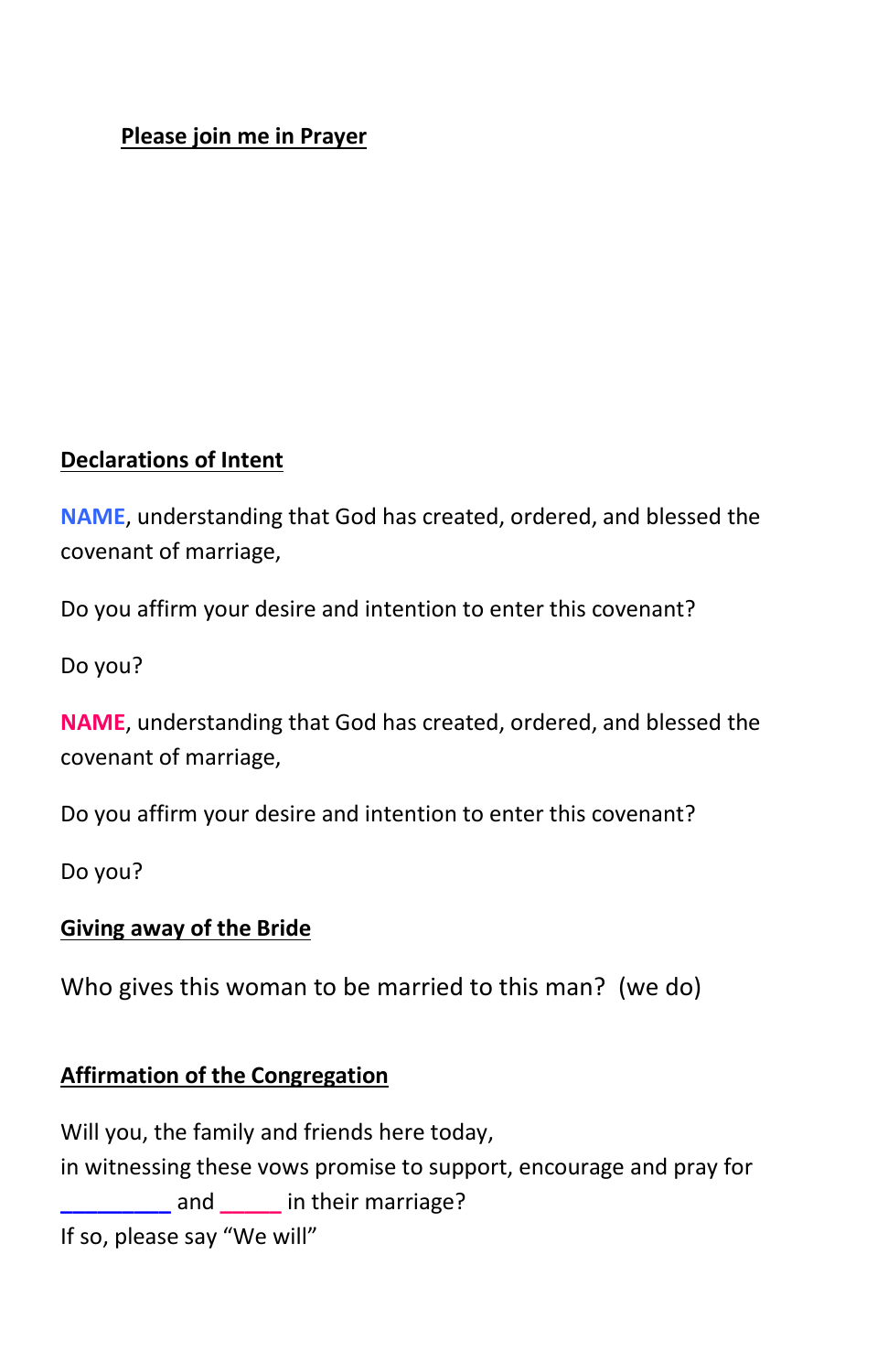**Please join me in Prayer**

**Declarations of Intent**

**NAME**, understanding that God has created, ordered, and blessed the covenant of marriage,

Do you affirm your desire and intention to enter this covenant?

Do you?

**NAME**, understanding that God has created, ordered, and blessed the covenant of marriage,

Do you affirm your desire and intention to enter this covenant?

Do you?

**Giving away of the Bride**

Who gives this woman to be married to this man?  (we do)

**Affirmation of the Congregation**

Will you, the family and friends here today,
in witnessing these vows promise to support, encourage and pray for
_________ and _____ in their marriage?
If so, please say "We will"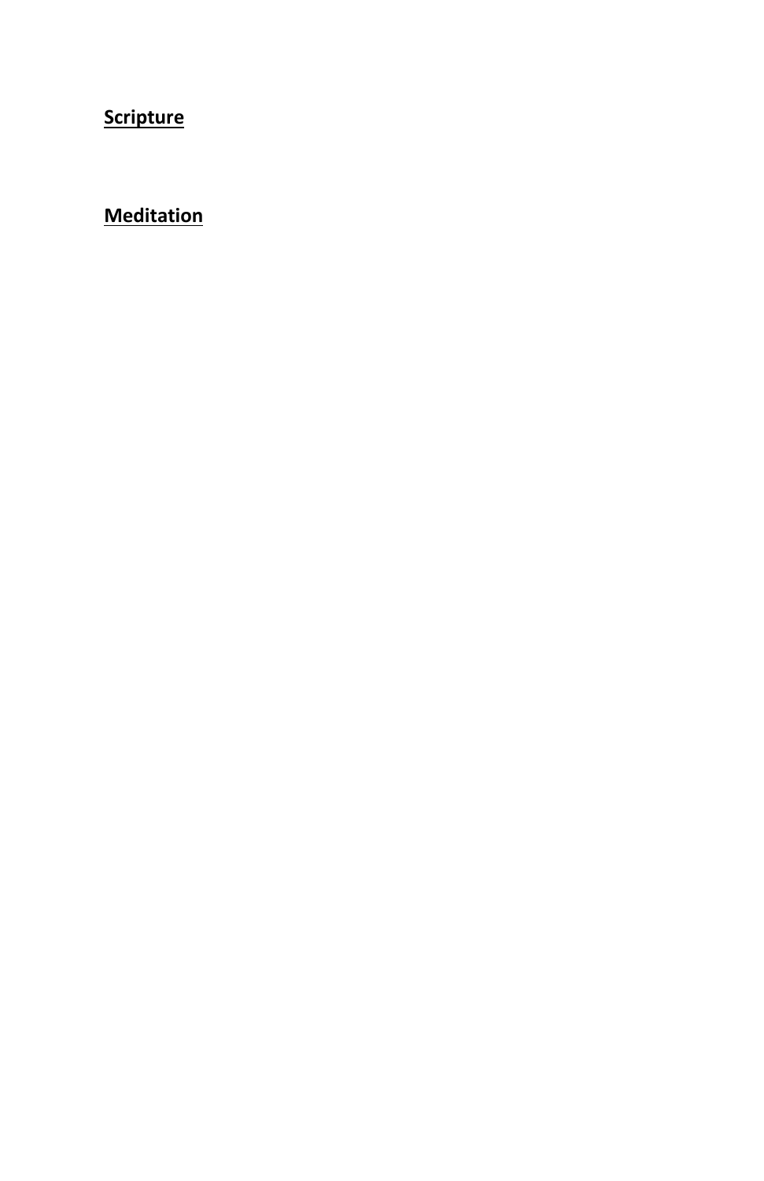**Scripture**

**Meditation**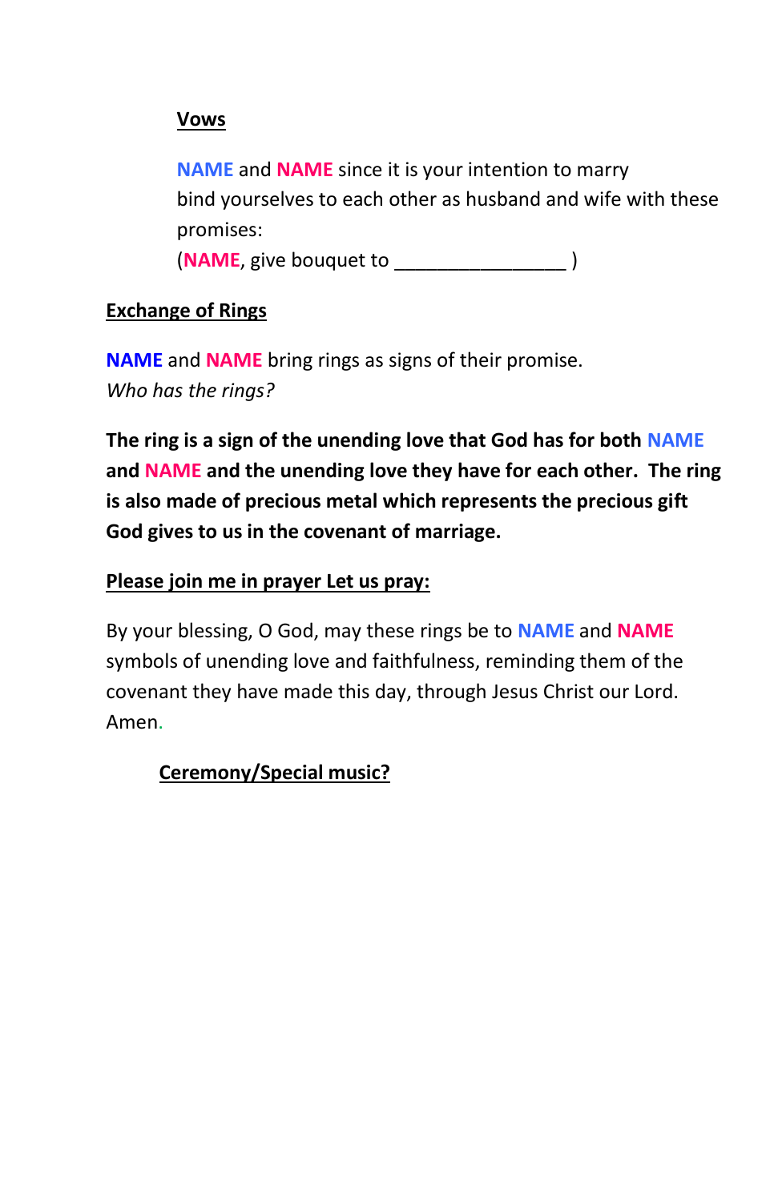**Vows**

**NAME** and **NAME** since it is your intention to marry
bind yourselves to each other as husband and wife with these promises:
(**NAME**, give bouquet to ________________ )

**Exchange of Rings**

**NAME** and **NAME** bring rings as signs of their promise.
*Who has the rings?*

**The ring is a sign of the unending love that God has for both NAME and NAME and the unending love they have for each other. The ring is also made of precious metal which represents the precious gift God gives to us in the covenant of marriage.**

**Please join me in prayer Let us pray:**

By your blessing, O God, may these rings be to **NAME** and **NAME** symbols of unending love and faithfulness, reminding them of the covenant they have made this day, through Jesus Christ our Lord. Amen.

**Ceremony/Special music?**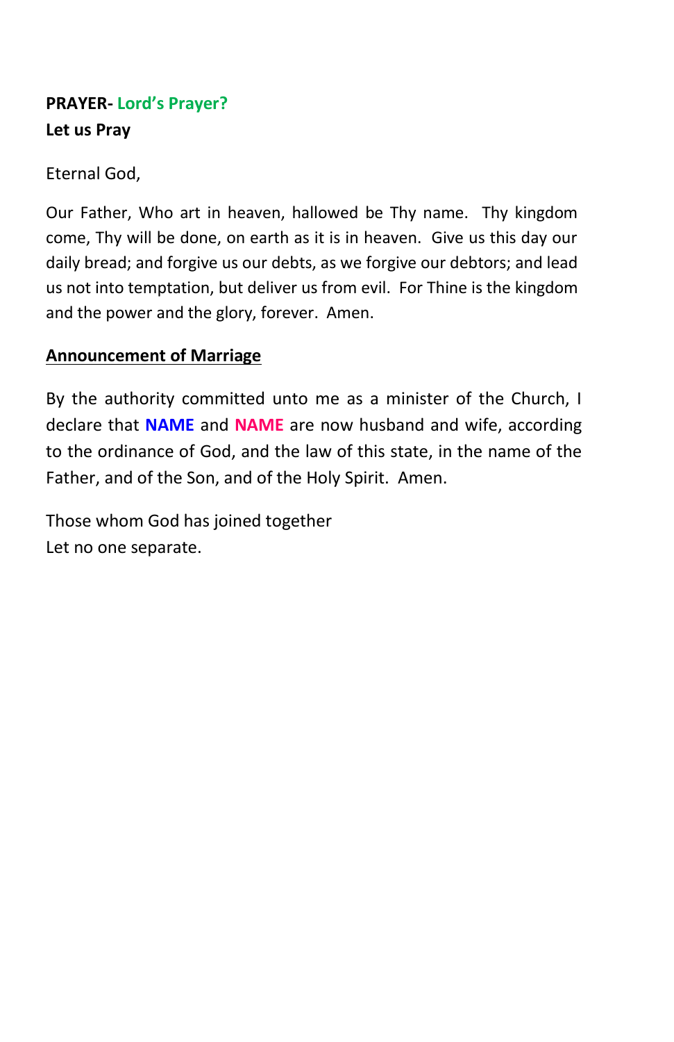**PRAYER- Lord's Prayer?**
**Let us Pray**

Eternal God,

Our Father, Who art in heaven, hallowed be Thy name. Thy kingdom come, Thy will be done, on earth as it is in heaven. Give us this day our daily bread; and forgive us our debts, as we forgive our debtors; and lead us not into temptation, but deliver us from evil. For Thine is the kingdom and the power and the glory, forever. Amen.

**Announcement of Marriage**

By the authority committed unto me as a minister of the Church, I declare that **NAME** and **NAME** are now husband and wife, according to the ordinance of God, and the law of this state, in the name of the Father, and of the Son, and of the Holy Spirit. Amen.

Those whom God has joined together
Let no one separate.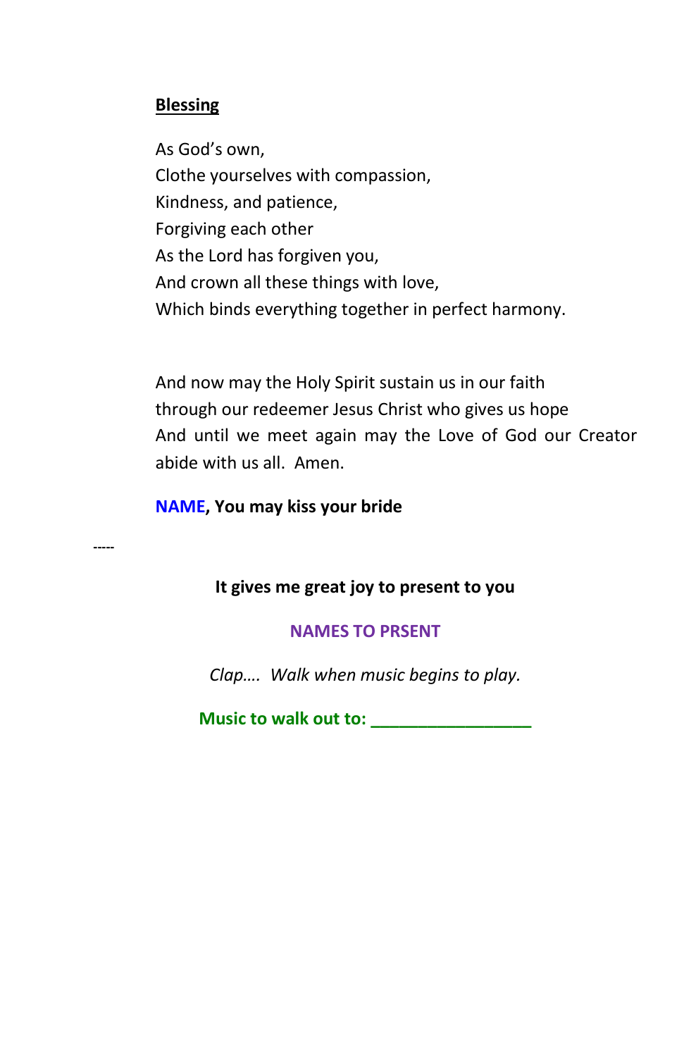**Blessing**

As God's own,
Clothe yourselves with compassion,
Kindness, and patience,
Forgiving each other
As the Lord has forgiven you,
And crown all these things with love,
Which binds everything together in perfect harmony.

And now may the Holy Spirit sustain us in our faith
through our redeemer Jesus Christ who gives us hope
And until we meet again may the Love of God our Creator abide with us all. Amen.

**NAME, You may kiss your bride**

-----

**It gives me great joy to present to you**

**NAMES TO PRSENT**

*Clap…. Walk when music begins to play.*

**Music to walk out to: _________________**